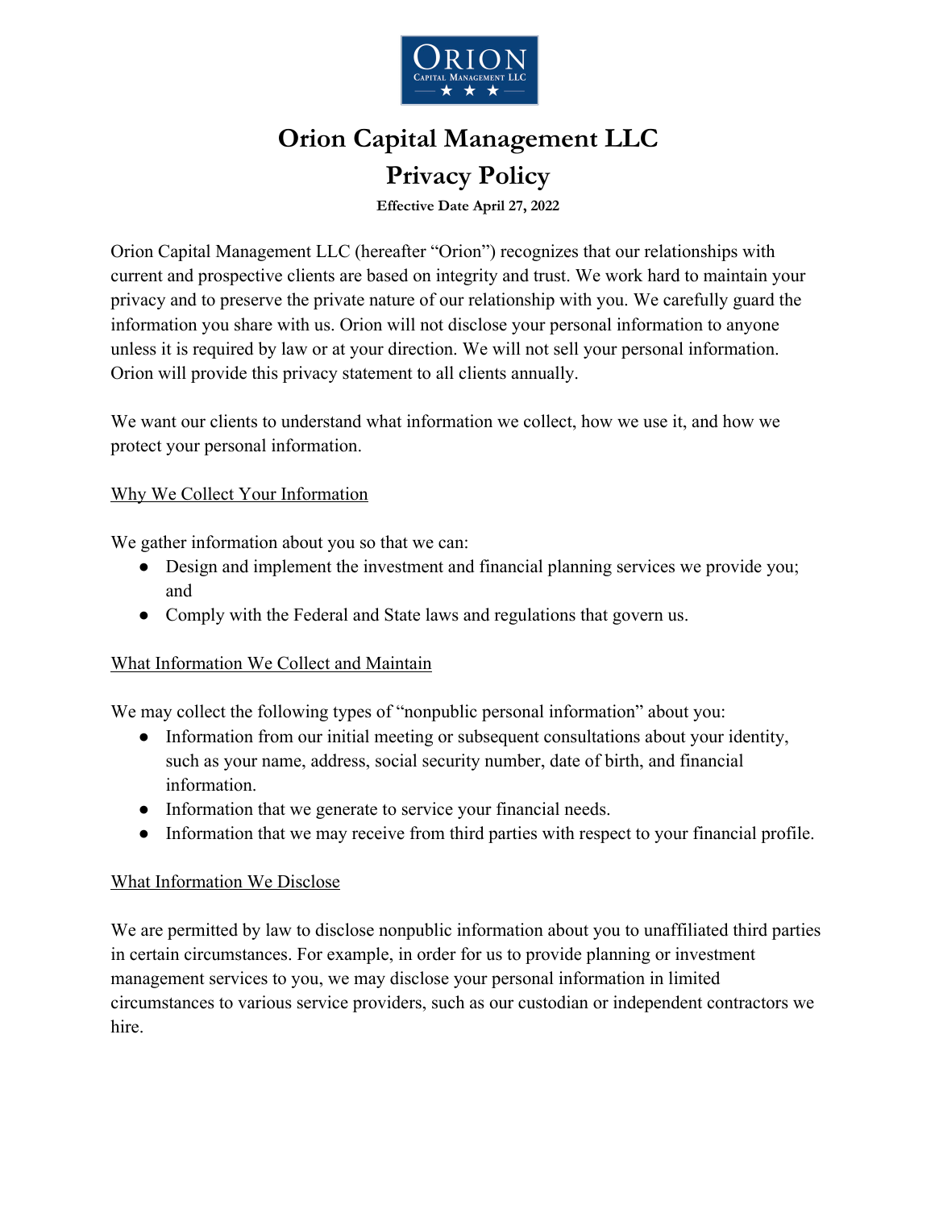# Orion Capital Management LLC

# Privacy Policy

**Effective Date April 27, 2022**

Orion Capital Management LLC (hereafter "Orion") recognizes that our relationships with current and prospective clients are based on integrity and trust. We work hard to maintain your privacy and to preserve the private nature of our relationship with you. We carefully guard the information you share with us. Orion will not disclose your personal information to anyone unless it is required by law or at your direction. We will not sell your personal information. Orion will provide this privacy statement to all clients annually.

We want our clients to understand what information we collect, how we use it, and how we protect your personal information.

## Why We Collect Your Information

We gather information about you so that we can:

- Design and implement the investment and financial planning services we provide you; and
- Comply with the Federal and State laws and regulations that govern us.

## What Information We Collect and Maintain

We may collect the following types of "nonpublic personal information" about you:

- Information from our initial meeting or subsequent consultations about your identity, such as your name, address, social security number, date of birth, and financial information.
- Information that we generate to service your financial needs.
- Information that we may receive from third parties with respect to your financial profile.

## What Information We Disclose

We are permitted by law to disclose nonpublic information about you to unaffiliated third parties in certain circumstances. For example, in order for us to provide planning or investment management services to you, we may disclose your personal information in limited circumstances to various service providers, such as our custodian or independent contractors we hire.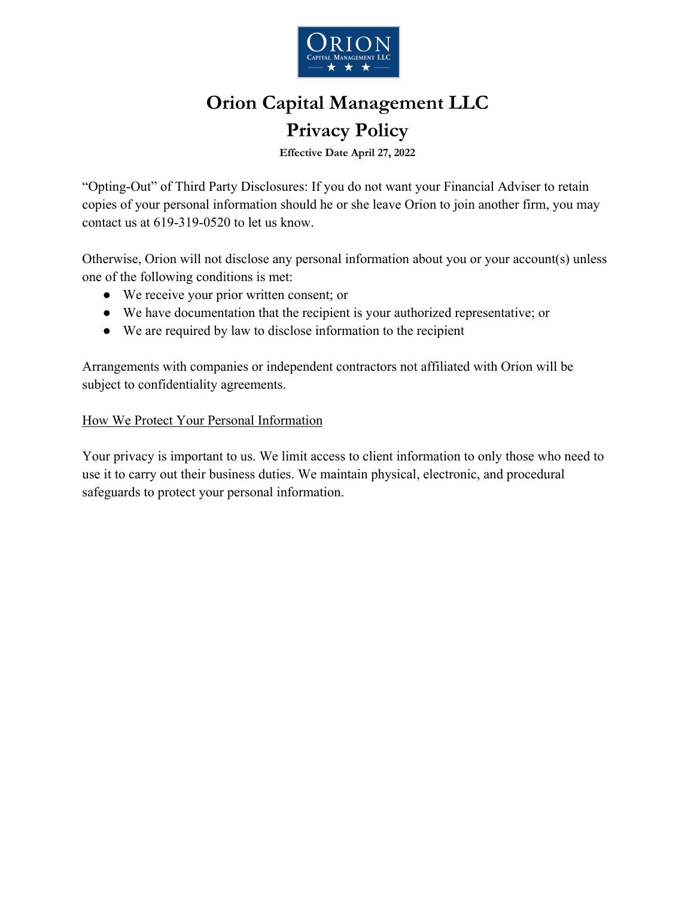# Orion Capital Management LLC

# Privacy Policy

**Effective Date April 27, 2022**

"Opting-Out" of Third Party Disclosures: If you do not want your Financial Adviser to retain copies of your personal information should he or she leave Orion to join another firm, you may contact us at 619-319-0520 to let us know.

Otherwise, Orion will not disclose any personal information about you or your account(s) unless one of the following conditions is met:

- We receive your prior written consent; or
- We have documentation that the recipient is your authorized representative; or
- We are required by law to disclose information to the recipient

Arrangements with companies or independent contractors not affiliated with Orion will be subject to confidentiality agreements.

<u>How We Protect Your Personal Information</u>

Your privacy is important to us. We limit access to client information to only those who need to use it to carry out their business duties. We maintain physical, electronic, and procedural safeguards to protect your personal information.